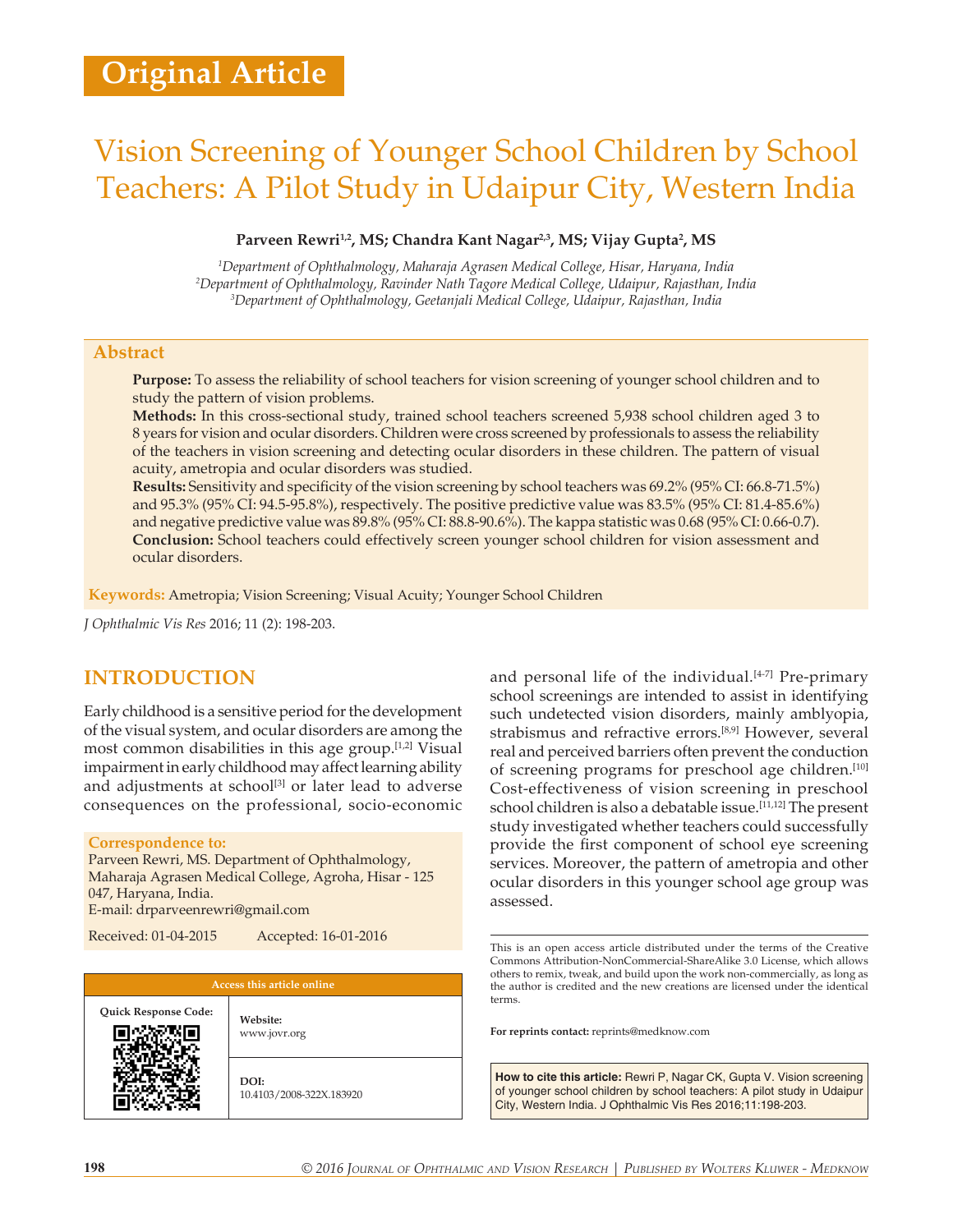# Original Article

# Vision Screening of Younger School Children by School Teachers: A Pilot Study in Udaipur City, Western India

**Parveen Rewri[1,2], MS; Chandra Kant Nagar[2,3], MS; Vijay Gupta[2], MS**

[1]*Department of Ophthalmology, Maharaja Agrasen Medical College, Hisar, Haryana, India*
[2]*Department of Ophthalmology, Ravinder Nath Tagore Medical College, Udaipur, Rajasthan, India*
[3]*Department of Ophthalmology, Geetanjali Medical College, Udaipur, Rajasthan, India*

## Abstract

**Purpose:** To assess the reliability of school teachers for vision screening of younger school children and to study the pattern of vision problems.

**Methods:** In this cross-sectional study, trained school teachers screened 5,938 school children aged 3 to 8 years for vision and ocular disorders. Children were cross screened by professionals to assess the reliability of the teachers in vision screening and detecting ocular disorders in these children. The pattern of visual acuity, ametropia and ocular disorders was studied.

**Results:** Sensitivity and specificity of the vision screening by school teachers was 69.2% (95% CI: 66.8-71.5%) and 95.3% (95% CI: 94.5-95.8%), respectively. The positive predictive value was 83.5% (95% CI: 81.4-85.6%) and negative predictive value was 89.8% (95% CI: 88.8-90.6%). The kappa statistic was 0.68 (95% CI: 0.66-0.7).

**Conclusion:** School teachers could effectively screen younger school children for vision assessment and ocular disorders.

**Keywords:** Ametropia; Vision Screening; Visual Acuity; Younger School Children

*J Ophthalmic Vis Res* 2016; 11 (2): 198-203.

## INTRODUCTION

Early childhood is a sensitive period for the development of the visual system, and ocular disorders are among the most common disabilities in this age group.[1,2] Visual impairment in early childhood may affect learning ability and adjustments at school[3] or later lead to adverse consequences on the professional, socio-economic and personal life of the individual.[4-7] Pre-primary school screenings are intended to assist in identifying such undetected vision disorders, mainly amblyopia, strabismus and refractive errors.[8,9] However, several real and perceived barriers often prevent the conduction of screening programs for preschool age children.[10] Cost-effectiveness of vision screening in preschool school children is also a debatable issue.[11,12] The present study investigated whether teachers could successfully provide the first component of school eye screening services. Moreover, the pattern of ametropia and other ocular disorders in this younger school age group was assessed.

**Correspondence to:**
Parveen Rewri, MS. Department of Ophthalmology, Maharaja Agrasen Medical College, Agroha, Hisar - 125 047, Haryana, India.
E-mail: drparveenrewri@gmail.com

Received: 01-04-2015 Accepted: 16-01-2016

| Access this article online | |
|---|---|
| Quick Response Code: | Website: www.jovr.org |
| | DOI: 10.4103/2008-322X.183920 |

This is an open access article distributed under the terms of the Creative Commons Attribution-NonCommercial-ShareAlike 3.0 License, which allows others to remix, tweak, and build upon the work non-commercially, as long as the author is credited and the new creations are licensed under the identical terms.

**For reprints contact:** reprints@medknow.com

**How to cite this article:** Rewri P, Nagar CK, Gupta V. Vision screening of younger school children by school teachers: A pilot study in Udaipur City, Western India. J Ophthalmic Vis Res 2016;11:198-203.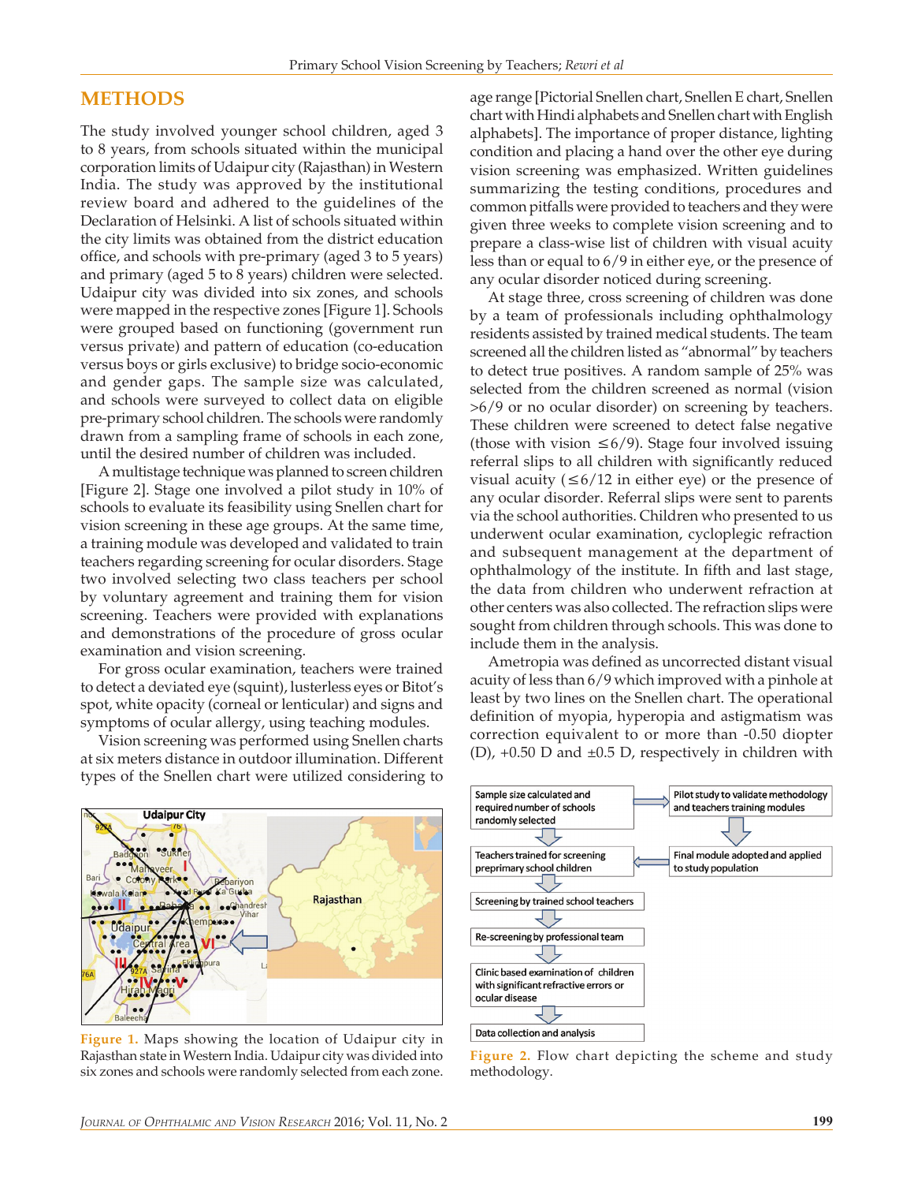## METHODS

The study involved younger school children, aged 3 to 8 years, from schools situated within the municipal corporation limits of Udaipur city (Rajasthan) in Western India. The study was approved by the institutional review board and adhered to the guidelines of the Declaration of Helsinki. A list of schools situated within the city limits was obtained from the district education office, and schools with pre-primary (aged 3 to 5 years) and primary (aged 5 to 8 years) children were selected. Udaipur city was divided into six zones, and schools were mapped in the respective zones [Figure 1]. Schools were grouped based on functioning (government run versus private) and pattern of education (co-education versus boys or girls exclusive) to bridge socio-economic and gender gaps. The sample size was calculated, and schools were surveyed to collect data on eligible pre-primary school children. The schools were randomly drawn from a sampling frame of schools in each zone, until the desired number of children was included.

A multistage technique was planned to screen children [Figure 2]. Stage one involved a pilot study in 10% of schools to evaluate its feasibility using Snellen chart for vision screening in these age groups. At the same time, a training module was developed and validated to train teachers regarding screening for ocular disorders. Stage two involved selecting two class teachers per school by voluntary agreement and training them for vision screening. Teachers were provided with explanations and demonstrations of the procedure of gross ocular examination and vision screening.

For gross ocular examination, teachers were trained to detect a deviated eye (squint), lusterless eyes or Bitot's spot, white opacity (corneal or lenticular) and signs and symptoms of ocular allergy, using teaching modules.

Vision screening was performed using Snellen charts at six meters distance in outdoor illumination. Different types of the Snellen chart were utilized considering to age range [Pictorial Snellen chart, Snellen E chart, Snellen chart with Hindi alphabets and Snellen chart with English alphabets]. The importance of proper distance, lighting condition and placing a hand over the other eye during vision screening was emphasized. Written guidelines summarizing the testing conditions, procedures and common pitfalls were provided to teachers and they were given three weeks to complete vision screening and to prepare a class-wise list of children with visual acuity less than or equal to 6/9 in either eye, or the presence of any ocular disorder noticed during screening.

At stage three, cross screening of children was done by a team of professionals including ophthalmology residents assisted by trained medical students. The team screened all the children listed as "abnormal" by teachers to detect true positives. A random sample of 25% was selected from the children screened as normal (vision >6/9 or no ocular disorder) on screening by teachers. These children were screened to detect false negative (those with vision ≤6/9). Stage four involved issuing referral slips to all children with significantly reduced visual acuity (≤6/12 in either eye) or the presence of any ocular disorder. Referral slips were sent to parents via the school authorities. Children who presented to us underwent ocular examination, cycloplegic refraction and subsequent management at the department of ophthalmology of the institute. In fifth and last stage, the data from children who underwent refraction at other centers was also collected. The refraction slips were sought from children through schools. This was done to include them in the analysis.

Ametropia was defined as uncorrected distant visual acuity of less than 6/9 which improved with a pinhole at least by two lines on the Snellen chart. The operational definition of myopia, hyperopia and astigmatism was correction equivalent to or more than -0.50 diopter (D), +0.50 D and ±0.5 D, respectively in children with

**Figure 1.** Maps showing the location of Udaipur city in Rajasthan state in Western India. Udaipur city was divided into six zones and schools were randomly selected from each zone.

**Figure 2.** Flow chart depicting the scheme and study methodology.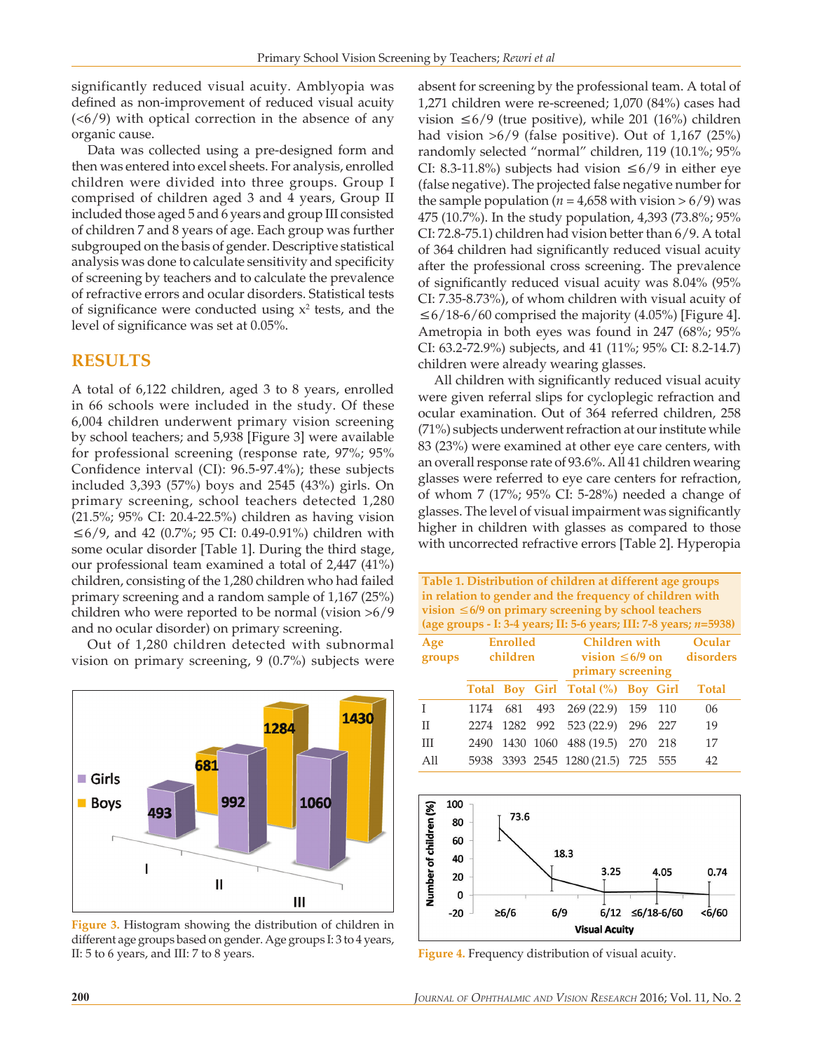significantly reduced visual acuity. Amblyopia was defined as non-improvement of reduced visual acuity (<6/9) with optical correction in the absence of any organic cause.

Data was collected using a pre-designed form and then was entered into excel sheets. For analysis, enrolled children were divided into three groups. Group I comprised of children aged 3 and 4 years, Group II included those aged 5 and 6 years and group III consisted of children 7 and 8 years of age. Each group was further subgrouped on the basis of gender. Descriptive statistical analysis was done to calculate sensitivity and specificity of screening by teachers and to calculate the prevalence of refractive errors and ocular disorders. Statistical tests of significance were conducted using $x^2$ tests, and the level of significance was set at 0.05%.

## RESULTS

A total of 6,122 children, aged 3 to 8 years, enrolled in 66 schools were included in the study. Of these 6,004 children underwent primary vision screening by school teachers; and 5,938 [Figure 3] were available for professional screening (response rate, 97%; 95% Confidence interval (CI): 96.5-97.4%); these subjects included 3,393 (57%) boys and 2545 (43%) girls. On primary screening, school teachers detected 1,280 (21.5%; 95% CI: 20.4-22.5%) children as having vision ≤6/9, and 42 (0.7%; 95 CI: 0.49-0.91%) children with some ocular disorder [Table 1]. During the third stage, our professional team examined a total of 2,447 (41%) children, consisting of the 1,280 children who had failed primary screening and a random sample of 1,167 (25%) children who were reported to be normal (vision >6/9 and no ocular disorder) on primary screening.

Out of 1,280 children detected with subnormal vision on primary screening, 9 (0.7%) subjects were absent for screening by the professional team. A total of 1,271 children were re-screened; 1,070 (84%) cases had vision ≤6/9 (true positive), while 201 (16%) children had vision >6/9 (false positive). Out of 1,167 (25%) randomly selected "normal" children, 119 (10.1%; 95% CI: 8.3-11.8%) subjects had vision ≤6/9 in either eye (false negative). The projected false negative number for the sample population ($n$ = 4,658 with vision > 6/9) was 475 (10.7%). In the study population, 4,393 (73.8%; 95% CI: 72.8-75.1) children had vision better than 6/9. A total of 364 children had significantly reduced visual acuity after the professional cross screening. The prevalence of significantly reduced visual acuity was 8.04% (95% CI: 7.35-8.73%), of whom children with visual acuity of ≤6/18-6/60 comprised the majority (4.05%) [Figure 4]. Ametropia in both eyes was found in 247 (68%; 95% CI: 63.2-72.9%) subjects, and 41 (11%; 95% CI: 8.2-14.7) children were already wearing glasses.

All children with significantly reduced visual acuity were given referral slips for cycloplegic refraction and ocular examination. Out of 364 referred children, 258 (71%) subjects underwent refraction at our institute while 83 (23%) were examined at other eye care centers, with an overall response rate of 93.6%. All 41 children wearing glasses were referred to eye care centers for refraction, of whom 7 (17%; 95% CI: 5-28%) needed a change of glasses. The level of visual impairment was significantly higher in children with glasses as compared to those with uncorrected refractive errors [Table 2]. Hyperopia

Figure 3. Histogram showing the distribution of children in different age groups based on gender. Age groups I: 3 to 4 years, II: 5 to 6 years, and III: 7 to 8 years.

**Table 1. Distribution of children at different age groups in relation to gender and the frequency of children with vision ≤6/9 on primary screening by school teachers (age groups - I: 3-4 years; II: 5-6 years; III: 7-8 years; $n$=5938)**

| Age groups | Enrolled children | | | Children with vision ≤6/9 on primary screening | | | Ocular disorders |
|---|---|---|---|---|---|---|---|
| | Total | Boy | Girl | Total (%) | Boy | Girl | Total |
| I | 1174 | 681 | 493 | 269 (22.9) | 159 | 110 | 06 |
| II | 2274 | 1282 | 992 | 523 (22.9) | 296 | 227 | 19 |
| III | 2490 | 1430 | 1060 | 488 (19.5) | 270 | 218 | 17 |
| All | 5938 | 3393 | 2545 | 1280 (21.5) | 725 | 555 | 42 |

Figure 4. Frequency distribution of visual acuity.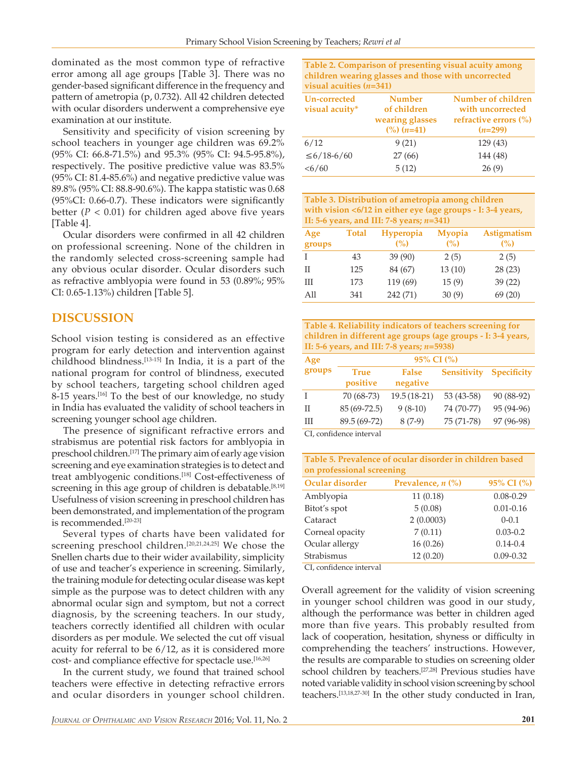dominated as the most common type of refractive error among all age groups [Table 3]. There was no gender-based significant difference in the frequency and pattern of ametropia (p, 0.732). All 42 children detected with ocular disorders underwent a comprehensive eye examination at our institute.

Sensitivity and specificity of vision screening by school teachers in younger age children was 69.2% (95% CI: 66.8-71.5%) and 95.3% (95% CI: 94.5-95.8%), respectively. The positive predictive value was 83.5% (95% CI: 81.4-85.6%) and negative predictive value was 89.8% (95% CI: 88.8-90.6%). The kappa statistic was 0.68 (95%CI: 0.66-0.7). These indicators were significantly better ($P < 0.01$) for children aged above five years [Table 4].

Ocular disorders were confirmed in all 42 children on professional screening. None of the children in the randomly selected cross-screening sample had any obvious ocular disorder. Ocular disorders such as refractive amblyopia were found in 53 (0.89%; 95% CI: 0.65-1.13%) children [Table 5].

**Table 2. Comparison of presenting visual acuity among children wearing glasses and those with uncorrected visual acuities (*n*=341)**

| Un-corrected visual acuity* | Number of children wearing glasses (%) (*n*=41) | Number of children with uncorrected refractive errors (%) (*n*=299) |
|---|---|---|
| 6/12 | 9 (21) | 129 (43) |
| ≤6/18-6/60 | 27 (66) | 144 (48) |
| <6/60 | 5 (12) | 26 (9) |

**Table 3. Distribution of ametropia among children with vision <6/12 in either eye (age groups - I: 3-4 years, II: 5-6 years, and III: 7-8 years; *n*=341)**

| Age groups | Total | Hyperopia (%) | Myopia (%) | Astigmatism (%) |
|---|---|---|---|---|
| I | 43 | 39 (90) | 2 (5) | 2 (5) |
| II | 125 | 84 (67) | 13 (10) | 28 (23) |
| III | 173 | 119 (69) | 15 (9) | 39 (22) |
| All | 341 | 242 (71) | 30 (9) | 69 (20) |

**Table 4. Reliability indicators of teachers screening for children in different age groups (age groups - I: 3-4 years, II: 5-6 years, and III: 7-8 years; *n*=5938)**

| Age groups | 95% CI (%) | | | |
|---|---|---|---|---|
| | True positive | False negative | Sensitivity | Specificity |
| I | 70 (68-73) | 19.5 (18-21) | 53 (43-58) | 90 (88-92) |
| II | 85 (69-72.5) | 9 (8-10) | 74 (70-77) | 95 (94-96) |
| III | 89.5 (69-72) | 8 (7-9) | 75 (71-78) | 97 (96-98) |

CI, confidence interval

**Table 5. Prevalence of ocular disorder in children based on professional screening**

| Ocular disorder | Prevalence, *n* (%) | 95% CI (%) |
|---|---|---|
| Amblyopia | 11 (0.18) | 0.08-0.29 |
| Bitot's spot | 5 (0.08) | 0.01-0.16 |
| Cataract | 2 (0.0003) | 0-0.1 |
| Corneal opacity | 7 (0.11) | 0.03-0.2 |
| Ocular allergy | 16 (0.26) | 0.14-0.4 |
| Strabismus | 12 (0.20) | 0.09-0.32 |

CI, confidence interval

## DISCUSSION

School vision testing is considered as an effective program for early detection and intervention against childhood blindness.[13-15] In India, it is a part of the national program for control of blindness, executed by school teachers, targeting school children aged 8-15 years.[16] To the best of our knowledge, no study in India has evaluated the validity of school teachers in screening younger school age children.

The presence of significant refractive errors and strabismus are potential risk factors for amblyopia in preschool children.[17] The primary aim of early age vision screening and eye examination strategies is to detect and treat amblyogenic conditions.[18] Cost-effectiveness of screening in this age group of children is debatable.[8,19] Usefulness of vision screening in preschool children has been demonstrated, and implementation of the program is recommended.[20-23]

Several types of charts have been validated for screening preschool children.[20,21,24,25] We chose the Snellen charts due to their wider availability, simplicity of use and teacher's experience in screening. Similarly, the training module for detecting ocular disease was kept simple as the purpose was to detect children with any abnormal ocular sign and symptom, but not a correct diagnosis, by the screening teachers. In our study, teachers correctly identified all children with ocular disorders as per module. We selected the cut off visual acuity for referral to be 6/12, as it is considered more cost- and compliance effective for spectacle use.[16,26]

In the current study, we found that trained school teachers were effective in detecting refractive errors and ocular disorders in younger school children. Overall agreement for the validity of vision screening in younger school children was good in our study, although the performance was better in children aged more than five years. This probably resulted from lack of cooperation, hesitation, shyness or difficulty in comprehending the teachers' instructions. However, the results are comparable to studies on screening older school children by teachers.[27,28] Previous studies have noted variable validity in school vision screening by school teachers.[13,18,27-30] In the other study conducted in Iran,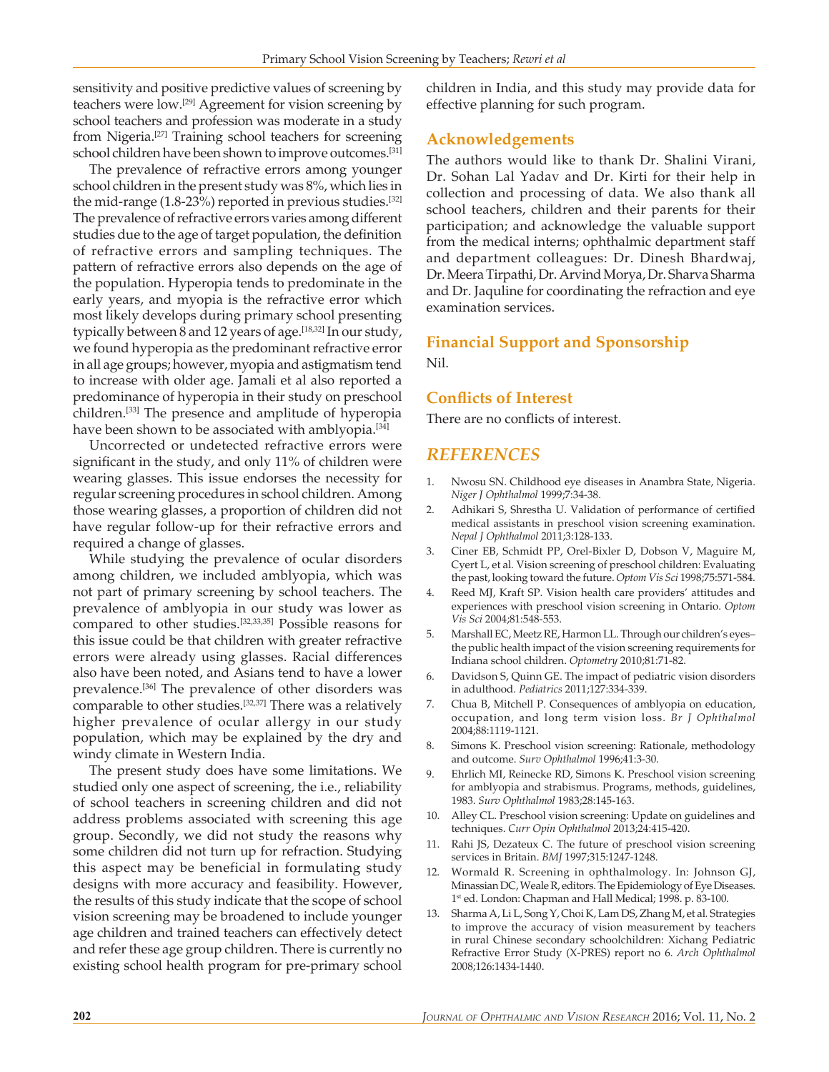sensitivity and positive predictive values of screening by teachers were low.[29] Agreement for vision screening by school teachers and profession was moderate in a study from Nigeria.[27] Training school teachers for screening school children have been shown to improve outcomes.[31]

The prevalence of refractive errors among younger school children in the present study was 8%, which lies in the mid-range (1.8-23%) reported in previous studies.[32] The prevalence of refractive errors varies among different studies due to the age of target population, the definition of refractive errors and sampling techniques. The pattern of refractive errors also depends on the age of the population. Hyperopia tends to predominate in the early years, and myopia is the refractive error which most likely develops during primary school presenting typically between 8 and 12 years of age.[18,32] In our study, we found hyperopia as the predominant refractive error in all age groups; however, myopia and astigmatism tend to increase with older age. Jamali et al also reported a predominance of hyperopia in their study on preschool children.[33] The presence and amplitude of hyperopia have been shown to be associated with amblyopia.[34]

Uncorrected or undetected refractive errors were significant in the study, and only 11% of children were wearing glasses. This issue endorses the necessity for regular screening procedures in school children. Among those wearing glasses, a proportion of children did not have regular follow-up for their refractive errors and required a change of glasses.

While studying the prevalence of ocular disorders among children, we included amblyopia, which was not part of primary screening by school teachers. The prevalence of amblyopia in our study was lower as compared to other studies.[32,33,35] Possible reasons for this issue could be that children with greater refractive errors were already using glasses. Racial differences also have been noted, and Asians tend to have a lower prevalence.[36] The prevalence of other disorders was comparable to other studies.[32,37] There was a relatively higher prevalence of ocular allergy in our study population, which may be explained by the dry and windy climate in Western India.

The present study does have some limitations. We studied only one aspect of screening, the i.e., reliability of school teachers in screening children and did not address problems associated with screening this age group. Secondly, we did not study the reasons why some children did not turn up for refraction. Studying this aspect may be beneficial in formulating study designs with more accuracy and feasibility. However, the results of this study indicate that the scope of school vision screening may be broadened to include younger age children and trained teachers can effectively detect and refer these age group children. There is currently no existing school health program for pre-primary school children in India, and this study may provide data for effective planning for such program.

## Acknowledgements

The authors would like to thank Dr. Shalini Virani, Dr. Sohan Lal Yadav and Dr. Kirti for their help in collection and processing of data. We also thank all school teachers, children and their parents for their participation; and acknowledge the valuable support from the medical interns; ophthalmic department staff and department colleagues: Dr. Dinesh Bhardwaj, Dr. Meera Tirpathi, Dr. Arvind Morya, Dr. Sharva Sharma and Dr. Jaquline for coordinating the refraction and eye examination services.

## Financial Support and Sponsorship

Nil.

## Conflicts of Interest

There are no conflicts of interest.

## REFERENCES

1. Nwosu SN. Childhood eye diseases in Anambra State, Nigeria. *Niger J Ophthalmol* 1999;7:34-38.
2. Adhikari S, Shrestha U. Validation of performance of certified medical assistants in preschool vision screening examination. *Nepal J Ophthalmol* 2011;3:128-133.
3. Ciner EB, Schmidt PP, Orel-Bixler D, Dobson V, Maguire M, Cyert L, et al. Vision screening of preschool children: Evaluating the past, looking toward the future. *Optom Vis Sci* 1998;75:571-584.
4. Reed MJ, Kraft SP. Vision health care providers' attitudes and experiences with preschool vision screening in Ontario. *Optom Vis Sci* 2004;81:548-553.
5. Marshall EC, Meetz RE, Harmon LL. Through our children's eyes– the public health impact of the vision screening requirements for Indiana school children. *Optometry* 2010;81:71-82.
6. Davidson S, Quinn GE. The impact of pediatric vision disorders in adulthood. *Pediatrics* 2011;127:334-339.
7. Chua B, Mitchell P. Consequences of amblyopia on education, occupation, and long term vision loss. *Br J Ophthalmol* 2004;88:1119-1121.
8. Simons K. Preschool vision screening: Rationale, methodology and outcome. *Surv Ophthalmol* 1996;41:3-30.
9. Ehrlich MI, Reinecke RD, Simons K. Preschool vision screening for amblyopia and strabismus. Programs, methods, guidelines, 1983. *Surv Ophthalmol* 1983;28:145-163.
10. Alley CL. Preschool vision screening: Update on guidelines and techniques. *Curr Opin Ophthalmol* 2013;24:415-420.
11. Rahi JS, Dezateux C. The future of preschool vision screening services in Britain. *BMJ* 1997;315:1247-1248.
12. Wormald R. Screening in ophthalmology. In: Johnson GJ, Minassian DC, Weale R, editors. The Epidemiology of Eye Diseases. 1st ed. London: Chapman and Hall Medical; 1998. p. 83-100.
13. Sharma A, Li L, Song Y, Choi K, Lam DS, Zhang M, et al. Strategies to improve the accuracy of vision measurement by teachers in rural Chinese secondary schoolchildren: Xichang Pediatric Refractive Error Study (X-PRES) report no 6. *Arch Ophthalmol* 2008;126:1434-1440.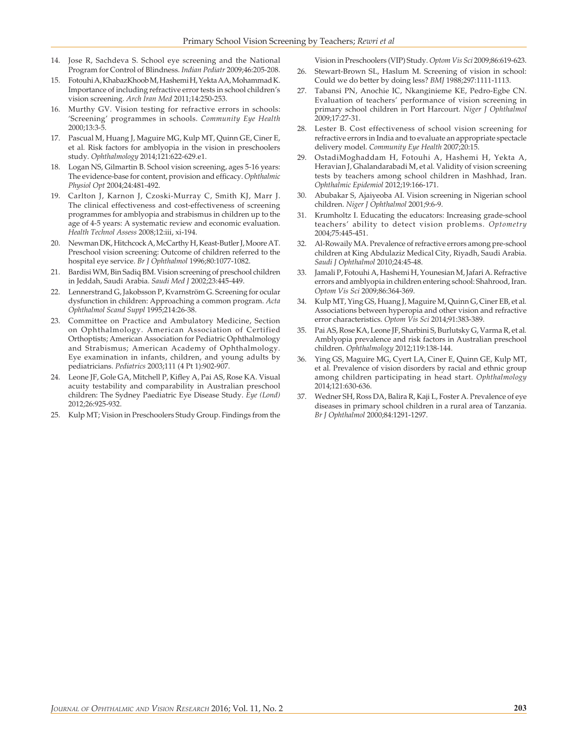14. Jose R, Sachdeva S. School eye screening and the National Program for Control of Blindness. *Indian Pediatr* 2009;46:205-208.
15. Fotouhi A, KhabazKhoob M, Hashemi H, Yekta AA, Mohammad K. Importance of including refractive error tests in school children's vision screening. *Arch Iran Med* 2011;14:250-253.
16. Murthy GV. Vision testing for refractive errors in schools: 'Screening' programmes in schools. *Community Eye Health* 2000;13:3-5.
17. Pascual M, Huang J, Maguire MG, Kulp MT, Quinn GE, Ciner E, et al. Risk factors for amblyopia in the vision in preschoolers study. *Ophthalmology* 2014;121:622-629.e1.
18. Logan NS, Gilmartin B. School vision screening, ages 5-16 years: The evidence-base for content, provision and efficacy. *Ophthalmic Physiol Opt* 2004;24:481-492.
19. Carlton J, Karnon J, Czoski-Murray C, Smith KJ, Marr J. The clinical effectiveness and cost-effectiveness of screening programmes for amblyopia and strabismus in children up to the age of 4-5 years: A systematic review and economic evaluation. *Health Technol Assess* 2008;12:iii, xi-194.
20. Newman DK, Hitchcock A, McCarthy H, Keast-Butler J, Moore AT. Preschool vision screening: Outcome of children referred to the hospital eye service. *Br J Ophthalmol* 1996;80:1077-1082.
21. Bardisi WM, Bin Sadiq BM. Vision screening of preschool children in Jeddah, Saudi Arabia. *Saudi Med J* 2002;23:445-449.
22. Lennerstrand G, Jakobsson P, Kvarnström G. Screening for ocular dysfunction in children: Approaching a common program. *Acta Ophthalmol Scand Suppl* 1995;214:26-38.
23. Committee on Practice and Ambulatory Medicine, Section on Ophthalmology. American Association of Certified Orthoptists; American Association for Pediatric Ophthalmology and Strabismus; American Academy of Ophthalmology. Eye examination in infants, children, and young adults by pediatricians. *Pediatrics* 2003;111 (4 Pt 1):902-907.
24. Leone JF, Gole GA, Mitchell P, Kifley A, Pai AS, Rose KA. Visual acuity testability and comparability in Australian preschool children: The Sydney Paediatric Eye Disease Study. *Eye (Lond)* 2012;26:925-932.
25. Kulp MT; Vision in Preschoolers Study Group. Findings from the Vision in Preschoolers (VIP) Study. *Optom Vis Sci* 2009;86:619-623.
26. Stewart-Brown SL, Haslum M. Screening of vision in school: Could we do better by doing less? *BMJ* 1988;297:1111-1113.
27. Tabansi PN, Anochie IC, Nkanginieme KE, Pedro-Egbe CN. Evaluation of teachers' performance of vision screening in primary school children in Port Harcourt. *Niger J Ophthalmol* 2009;17:27-31.
28. Lester B. Cost effectiveness of school vision screening for refractive errors in India and to evaluate an appropriate spectacle delivery model. *Community Eye Health* 2007;20:15.
29. OstadiMoghaddam H, Fotouhi A, Hashemi H, Yekta A, Heravian J, Ghalandarabadi M, et al. Validity of vision screening tests by teachers among school children in Mashhad, Iran. *Ophthalmic Epidemiol* 2012;19:166-171.
30. Abubakar S, Ajaiyeoba AI. Vision screening in Nigerian school children. *Niger J Ophthalmol* 2001;9:6-9.
31. Krumholtz I. Educating the educators: Increasing grade-school teachers' ability to detect vision problems. *Optometry* 2004;75:445-451.
32. Al-Rowaily MA. Prevalence of refractive errors among pre-school children at King Abdulaziz Medical City, Riyadh, Saudi Arabia. *Saudi J Ophthalmol* 2010;24:45-48.
33. Jamali P, Fotouhi A, Hashemi H, Younesian M, Jafari A. Refractive errors and amblyopia in children entering school: Shahrood, Iran. *Optom Vis Sci* 2009;86:364-369.
34. Kulp MT, Ying GS, Huang J, Maguire M, Quinn G, Ciner EB, et al. Associations between hyperopia and other vision and refractive error characteristics. *Optom Vis Sci* 2014;91:383-389.
35. Pai AS, Rose KA, Leone JF, Sharbini S, Burlutsky G, Varma R, et al. Amblyopia prevalence and risk factors in Australian preschool children. *Ophthalmology* 2012;119:138-144.
36. Ying GS, Maguire MG, Cyert LA, Ciner E, Quinn GE, Kulp MT, et al. Prevalence of vision disorders by racial and ethnic group among children participating in head start. *Ophthalmology* 2014;121:630-636.
37. Wedner SH, Ross DA, Balira R, Kaji L, Foster A. Prevalence of eye diseases in primary school children in a rural area of Tanzania. *Br J Ophthalmol* 2000;84:1291-1297.